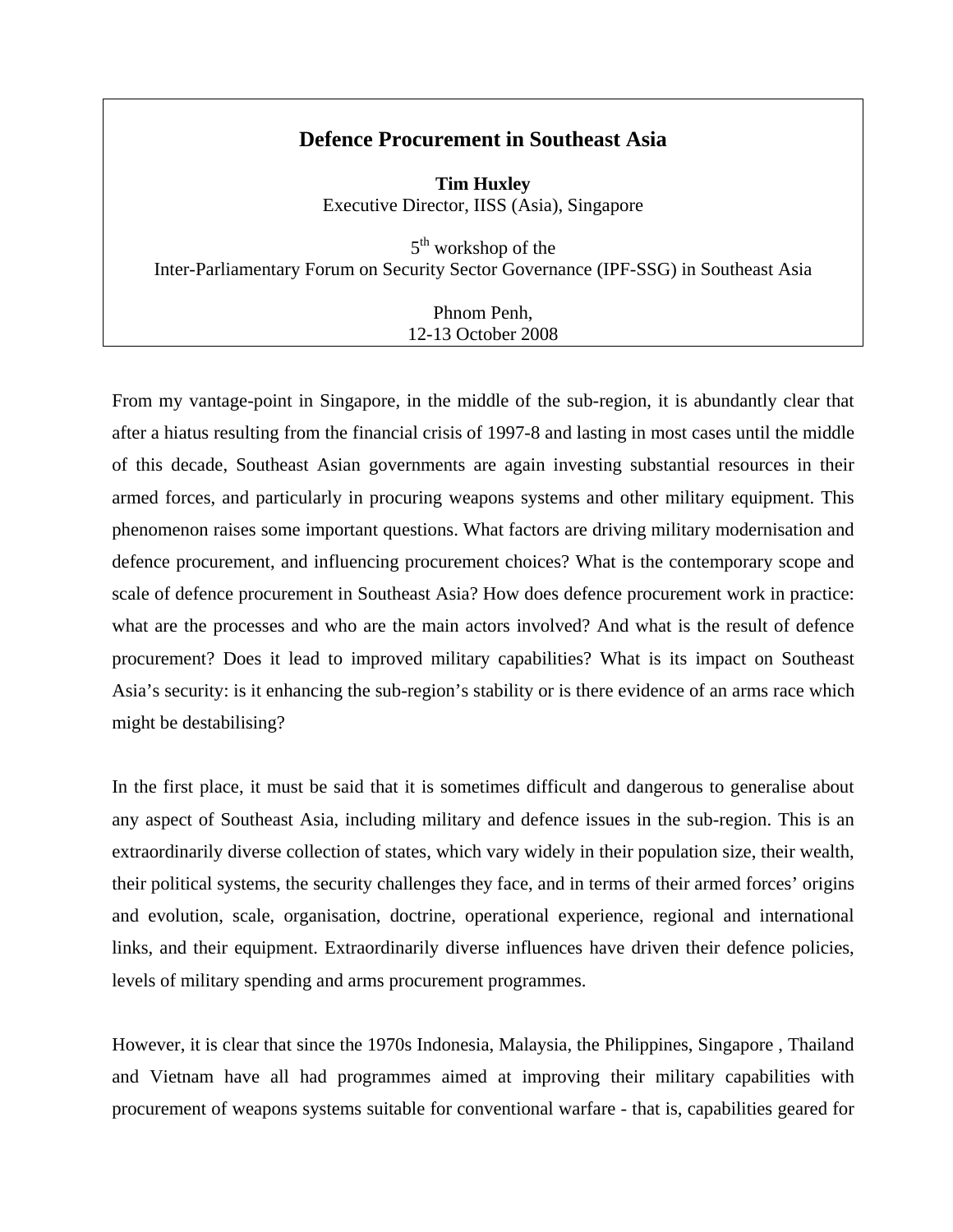# Defence Procurement in Southeast Asia

**Tim Huxley**
Executive Director, IISS (Asia), Singapore

5th workshop of the
Inter-Parliamentary Forum on Security Sector Governance (IPF-SSG) in Southeast Asia

Phnom Penh,
12-13 October 2008

From my vantage-point in Singapore, in the middle of the sub-region, it is abundantly clear that after a hiatus resulting from the financial crisis of 1997-8 and lasting in most cases until the middle of this decade, Southeast Asian governments are again investing substantial resources in their armed forces, and particularly in procuring weapons systems and other military equipment. This phenomenon raises some important questions. What factors are driving military modernisation and defence procurement, and influencing procurement choices? What is the contemporary scope and scale of defence procurement in Southeast Asia? How does defence procurement work in practice: what are the processes and who are the main actors involved? And what is the result of defence procurement? Does it lead to improved military capabilities? What is its impact on Southeast Asia's security: is it enhancing the sub-region's stability or is there evidence of an arms race which might be destabilising?

In the first place, it must be said that it is sometimes difficult and dangerous to generalise about any aspect of Southeast Asia, including military and defence issues in the sub-region. This is an extraordinarily diverse collection of states, which vary widely in their population size, their wealth, their political systems, the security challenges they face, and in terms of their armed forces' origins and evolution, scale, organisation, doctrine, operational experience, regional and international links, and their equipment. Extraordinarily diverse influences have driven their defence policies, levels of military spending and arms procurement programmes.

However, it is clear that since the 1970s Indonesia, Malaysia, the Philippines, Singapore , Thailand and Vietnam have all had programmes aimed at improving their military capabilities with procurement of weapons systems suitable for conventional warfare - that is, capabilities geared for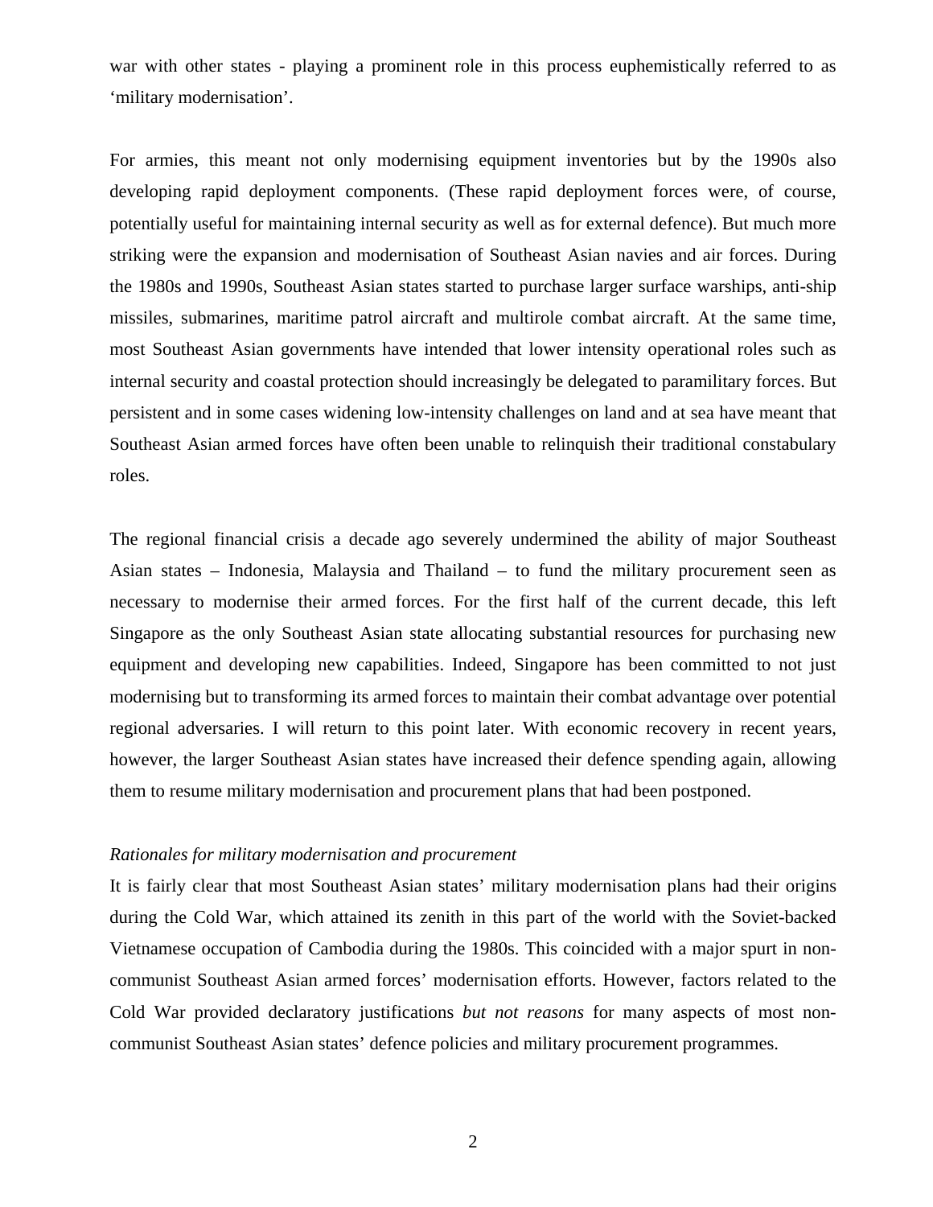war with other states - playing a prominent role in this process euphemistically referred to as 'military modernisation'.

For armies, this meant not only modernising equipment inventories but by the 1990s also developing rapid deployment components. (These rapid deployment forces were, of course, potentially useful for maintaining internal security as well as for external defence). But much more striking were the expansion and modernisation of Southeast Asian navies and air forces. During the 1980s and 1990s, Southeast Asian states started to purchase larger surface warships, anti-ship missiles, submarines, maritime patrol aircraft and multirole combat aircraft. At the same time, most Southeast Asian governments have intended that lower intensity operational roles such as internal security and coastal protection should increasingly be delegated to paramilitary forces. But persistent and in some cases widening low-intensity challenges on land and at sea have meant that Southeast Asian armed forces have often been unable to relinquish their traditional constabulary roles.

The regional financial crisis a decade ago severely undermined the ability of major Southeast Asian states – Indonesia, Malaysia and Thailand – to fund the military procurement seen as necessary to modernise their armed forces. For the first half of the current decade, this left Singapore as the only Southeast Asian state allocating substantial resources for purchasing new equipment and developing new capabilities. Indeed, Singapore has been committed to not just modernising but to transforming its armed forces to maintain their combat advantage over potential regional adversaries. I will return to this point later. With economic recovery in recent years, however, the larger Southeast Asian states have increased their defence spending again, allowing them to resume military modernisation and procurement plans that had been postponed.

*Rationales for military modernisation and procurement*

It is fairly clear that most Southeast Asian states' military modernisation plans had their origins during the Cold War, which attained its zenith in this part of the world with the Soviet-backed Vietnamese occupation of Cambodia during the 1980s. This coincided with a major spurt in non-communist Southeast Asian armed forces' modernisation efforts. However, factors related to the Cold War provided declaratory justifications *but not reasons* for many aspects of most non-communist Southeast Asian states' defence policies and military procurement programmes.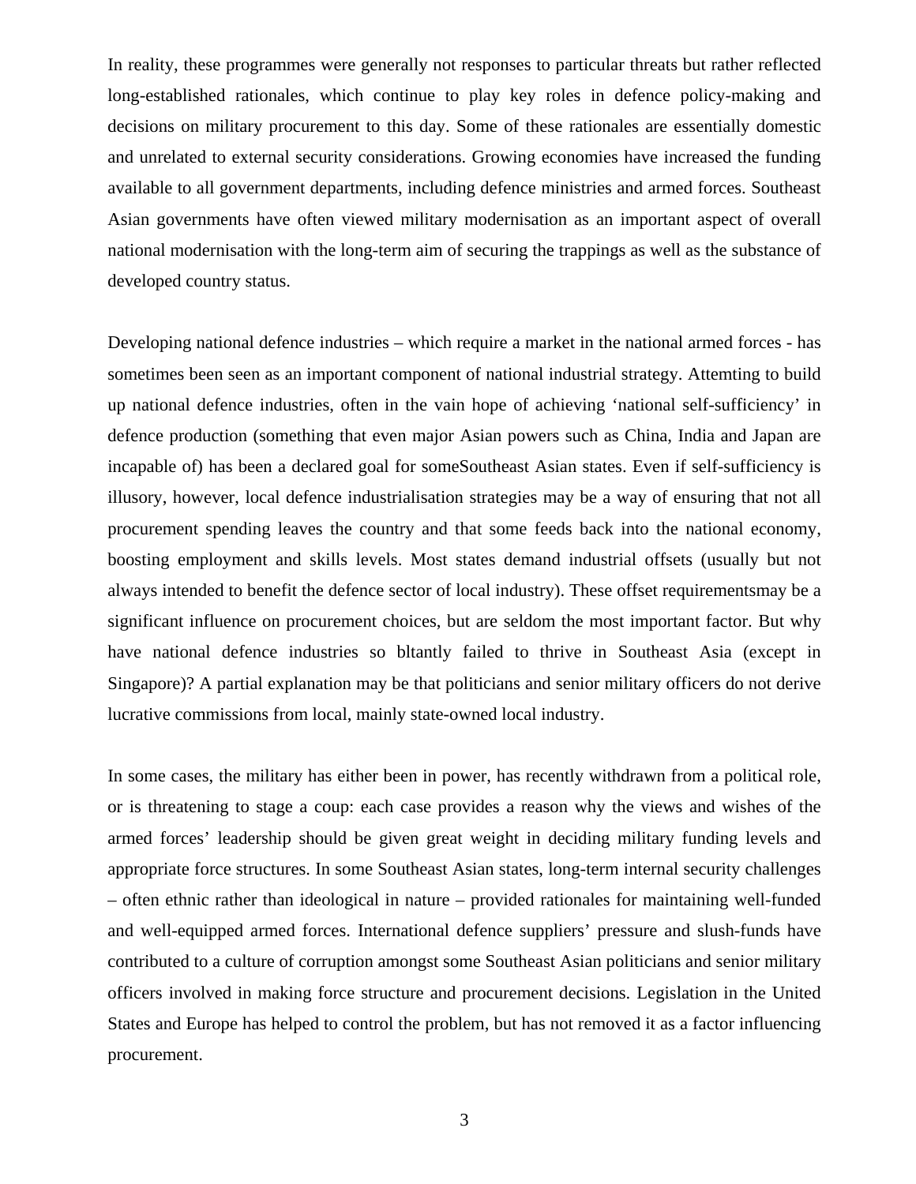In reality, these programmes were generally not responses to particular threats but rather reflected long-established rationales, which continue to play key roles in defence policy-making and decisions on military procurement to this day. Some of these rationales are essentially domestic and unrelated to external security considerations. Growing economies have increased the funding available to all government departments, including defence ministries and armed forces. Southeast Asian governments have often viewed military modernisation as an important aspect of overall national modernisation with the long-term aim of securing the trappings as well as the substance of developed country status.

Developing national defence industries – which require a market in the national armed forces - has sometimes been seen as an important component of national industrial strategy. Attemting to build up national defence industries, often in the vain hope of achieving 'national self-sufficiency' in defence production (something that even major Asian powers such as China, India and Japan are incapable of) has been a declared goal for someSoutheast Asian states. Even if self-sufficiency is illusory, however, local defence industrialisation strategies may be a way of ensuring that not all procurement spending leaves the country and that some feeds back into the national economy, boosting employment and skills levels. Most states demand industrial offsets (usually but not always intended to benefit the defence sector of local industry). These offset requirementsmay be a significant influence on procurement choices, but are seldom the most important factor. But why have national defence industries so bltantly failed to thrive in Southeast Asia (except in Singapore)? A partial explanation may be that politicians and senior military officers do not derive lucrative commissions from local, mainly state-owned local industry.

In some cases, the military has either been in power, has recently withdrawn from a political role, or is threatening to stage a coup: each case provides a reason why the views and wishes of the armed forces' leadership should be given great weight in deciding military funding levels and appropriate force structures. In some Southeast Asian states, long-term internal security challenges – often ethnic rather than ideological in nature – provided rationales for maintaining well-funded and well-equipped armed forces. International defence suppliers' pressure and slush-funds have contributed to a culture of corruption amongst some Southeast Asian politicians and senior military officers involved in making force structure and procurement decisions. Legislation in the United States and Europe has helped to control the problem, but has not removed it as a factor influencing procurement.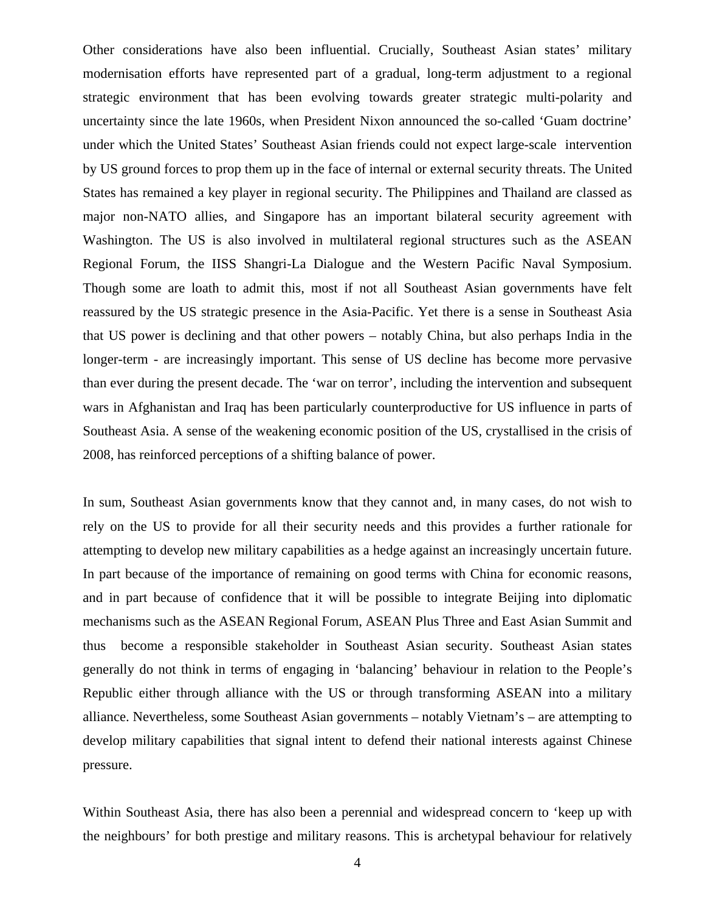Other considerations have also been influential. Crucially, Southeast Asian states' military modernisation efforts have represented part of a gradual, long-term adjustment to a regional strategic environment that has been evolving towards greater strategic multi-polarity and uncertainty since the late 1960s, when President Nixon announced the so-called 'Guam doctrine' under which the United States' Southeast Asian friends could not expect large-scale intervention by US ground forces to prop them up in the face of internal or external security threats. The United States has remained a key player in regional security. The Philippines and Thailand are classed as major non-NATO allies, and Singapore has an important bilateral security agreement with Washington. The US is also involved in multilateral regional structures such as the ASEAN Regional Forum, the IISS Shangri-La Dialogue and the Western Pacific Naval Symposium. Though some are loath to admit this, most if not all Southeast Asian governments have felt reassured by the US strategic presence in the Asia-Pacific. Yet there is a sense in Southeast Asia that US power is declining and that other powers – notably China, but also perhaps India in the longer-term - are increasingly important. This sense of US decline has become more pervasive than ever during the present decade. The 'war on terror', including the intervention and subsequent wars in Afghanistan and Iraq has been particularly counterproductive for US influence in parts of Southeast Asia. A sense of the weakening economic position of the US, crystallised in the crisis of 2008, has reinforced perceptions of a shifting balance of power.

In sum, Southeast Asian governments know that they cannot and, in many cases, do not wish to rely on the US to provide for all their security needs and this provides a further rationale for attempting to develop new military capabilities as a hedge against an increasingly uncertain future. In part because of the importance of remaining on good terms with China for economic reasons, and in part because of confidence that it will be possible to integrate Beijing into diplomatic mechanisms such as the ASEAN Regional Forum, ASEAN Plus Three and East Asian Summit and thus become a responsible stakeholder in Southeast Asian security. Southeast Asian states generally do not think in terms of engaging in 'balancing' behaviour in relation to the People's Republic either through alliance with the US or through transforming ASEAN into a military alliance. Nevertheless, some Southeast Asian governments – notably Vietnam's – are attempting to develop military capabilities that signal intent to defend their national interests against Chinese pressure.

Within Southeast Asia, there has also been a perennial and widespread concern to 'keep up with the neighbours' for both prestige and military reasons. This is archetypal behaviour for relatively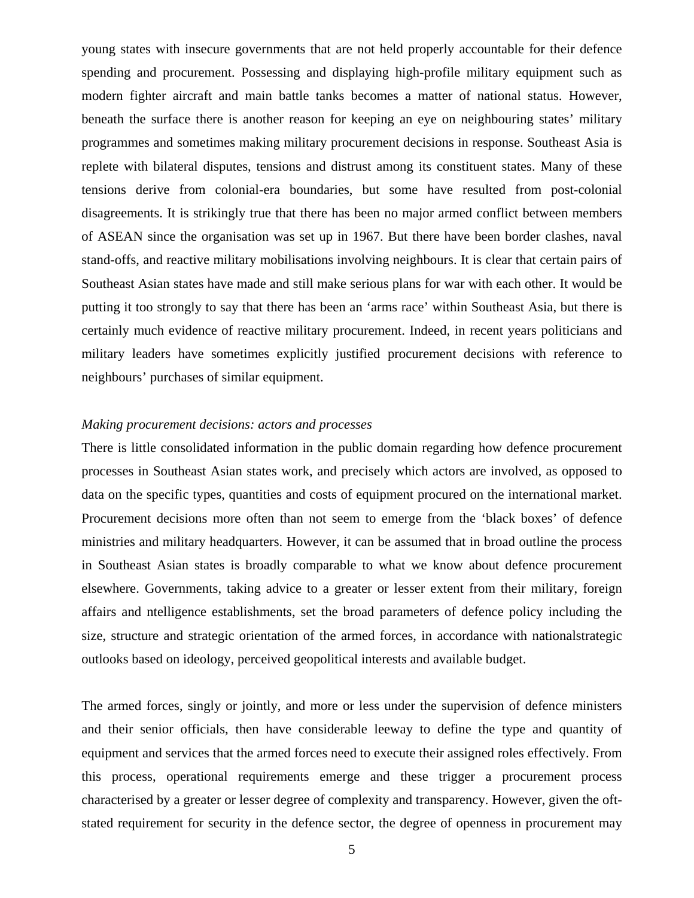young states with insecure governments that are not held properly accountable for their defence spending and procurement. Possessing and displaying high-profile military equipment such as modern fighter aircraft and main battle tanks becomes a matter of national status. However, beneath the surface there is another reason for keeping an eye on neighbouring states' military programmes and sometimes making military procurement decisions in response. Southeast Asia is replete with bilateral disputes, tensions and distrust among its constituent states. Many of these tensions derive from colonial-era boundaries, but some have resulted from post-colonial disagreements. It is strikingly true that there has been no major armed conflict between members of ASEAN since the organisation was set up in 1967. But there have been border clashes, naval stand-offs, and reactive military mobilisations involving neighbours. It is clear that certain pairs of Southeast Asian states have made and still make serious plans for war with each other. It would be putting it too strongly to say that there has been an 'arms race' within Southeast Asia, but there is certainly much evidence of reactive military procurement. Indeed, in recent years politicians and military leaders have sometimes explicitly justified procurement decisions with reference to neighbours' purchases of similar equipment.

*Making procurement decisions: actors and processes*

There is little consolidated information in the public domain regarding how defence procurement processes in Southeast Asian states work, and precisely which actors are involved, as opposed to data on the specific types, quantities and costs of equipment procured on the international market. Procurement decisions more often than not seem to emerge from the 'black boxes' of defence ministries and military headquarters. However, it can be assumed that in broad outline the process in Southeast Asian states is broadly comparable to what we know about defence procurement elsewhere. Governments, taking advice to a greater or lesser extent from their military, foreign affairs and ntelligence establishments, set the broad parameters of defence policy including the size, structure and strategic orientation of the armed forces, in accordance with nationalstrategic outlooks based on ideology, perceived geopolitical interests and available budget.

The armed forces, singly or jointly, and more or less under the supervision of defence ministers and their senior officials, then have considerable leeway to define the type and quantity of equipment and services that the armed forces need to execute their assigned roles effectively. From this process, operational requirements emerge and these trigger a procurement process characterised by a greater or lesser degree of complexity and transparency. However, given the oft-stated requirement for security in the defence sector, the degree of openness in procurement may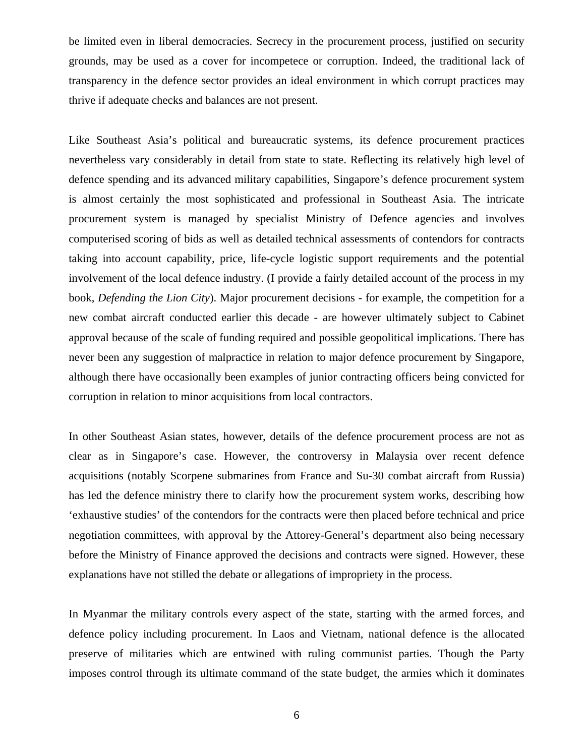be limited even in liberal democracies. Secrecy in the procurement process, justified on security grounds, may be used as a cover for incompetece or corruption. Indeed, the traditional lack of transparency in the defence sector provides an ideal environment in which corrupt practices may thrive if adequate checks and balances are not present.

Like Southeast Asia's political and bureaucratic systems, its defence procurement practices nevertheless vary considerably in detail from state to state. Reflecting its relatively high level of defence spending and its advanced military capabilities, Singapore's defence procurement system is almost certainly the most sophisticated and professional in Southeast Asia. The intricate procurement system is managed by specialist Ministry of Defence agencies and involves computerised scoring of bids as well as detailed technical assessments of contendors for contracts taking into account capability, price, life-cycle logistic support requirements and the potential involvement of the local defence industry. (I provide a fairly detailed account of the process in my book, *Defending the Lion City*). Major procurement decisions - for example, the competition for a new combat aircraft conducted earlier this decade - are however ultimately subject to Cabinet approval because of the scale of funding required and possible geopolitical implications. There has never been any suggestion of malpractice in relation to major defence procurement by Singapore, although there have occasionally been examples of junior contracting officers being convicted for corruption in relation to minor acquisitions from local contractors.

In other Southeast Asian states, however, details of the defence procurement process are not as clear as in Singapore's case. However, the controversy in Malaysia over recent defence acquisitions (notably Scorpene submarines from France and Su-30 combat aircraft from Russia) has led the defence ministry there to clarify how the procurement system works, describing how 'exhaustive studies' of the contendors for the contracts were then placed before technical and price negotiation committees, with approval by the Attorey-General's department also being necessary before the Ministry of Finance approved the decisions and contracts were signed. However, these explanations have not stilled the debate or allegations of impropriety in the process.

In Myanmar the military controls every aspect of the state, starting with the armed forces, and defence policy including procurement. In Laos and Vietnam, national defence is the allocated preserve of militaries which are entwined with ruling communist parties. Though the Party imposes control through its ultimate command of the state budget, the armies which it dominates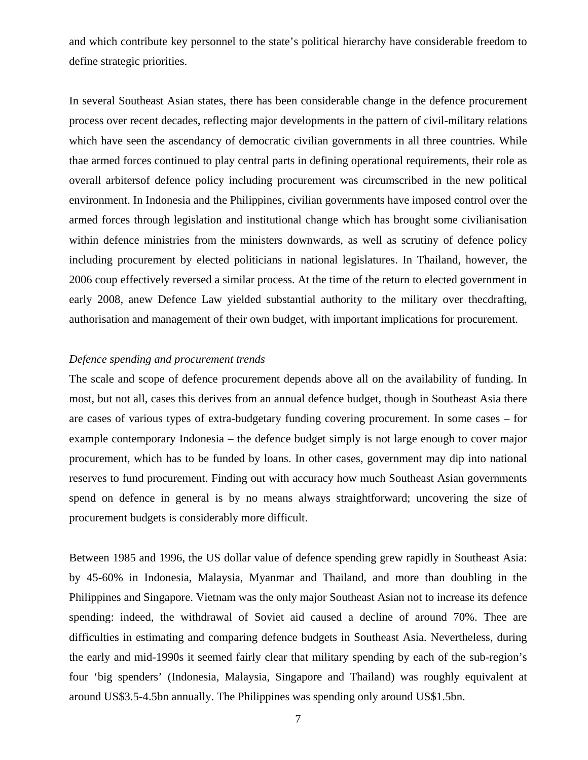and which contribute key personnel to the state's political hierarchy have considerable freedom to define strategic priorities.

In several Southeast Asian states, there has been considerable change in the defence procurement process over recent decades, reflecting major developments in the pattern of civil-military relations which have seen the ascendancy of democratic civilian governments in all three countries. While thae armed forces continued to play central parts in defining operational requirements, their role as overall arbitersof defence policy including procurement was circumscribed in the new political environment. In Indonesia and the Philippines, civilian governments have imposed control over the armed forces through legislation and institutional change which has brought some civilianisation within defence ministries from the ministers downwards, as well as scrutiny of defence policy including procurement by elected politicians in national legislatures. In Thailand, however, the 2006 coup effectively reversed a similar process. At the time of the return to elected government in early 2008, anew Defence Law yielded substantial authority to the military over thecdrafting, authorisation and management of their own budget, with important implications for procurement.

*Defence spending and procurement trends*

The scale and scope of defence procurement depends above all on the availability of funding. In most, but not all, cases this derives from an annual defence budget, though in Southeast Asia there are cases of various types of extra-budgetary funding covering procurement. In some cases – for example contemporary Indonesia – the defence budget simply is not large enough to cover major procurement, which has to be funded by loans. In other cases, government may dip into national reserves to fund procurement. Finding out with accuracy how much Southeast Asian governments spend on defence in general is by no means always straightforward; uncovering the size of procurement budgets is considerably more difficult.

Between 1985 and 1996, the US dollar value of defence spending grew rapidly in Southeast Asia: by 45-60% in Indonesia, Malaysia, Myanmar and Thailand, and more than doubling in the Philippines and Singapore. Vietnam was the only major Southeast Asian not to increase its defence spending: indeed, the withdrawal of Soviet aid caused a decline of around 70%. Thee are difficulties in estimating and comparing defence budgets in Southeast Asia. Nevertheless, during the early and mid-1990s it seemed fairly clear that military spending by each of the sub-region's four 'big spenders' (Indonesia, Malaysia, Singapore and Thailand) was roughly equivalent at around US$3.5-4.5bn annually. The Philippines was spending only around US$1.5bn.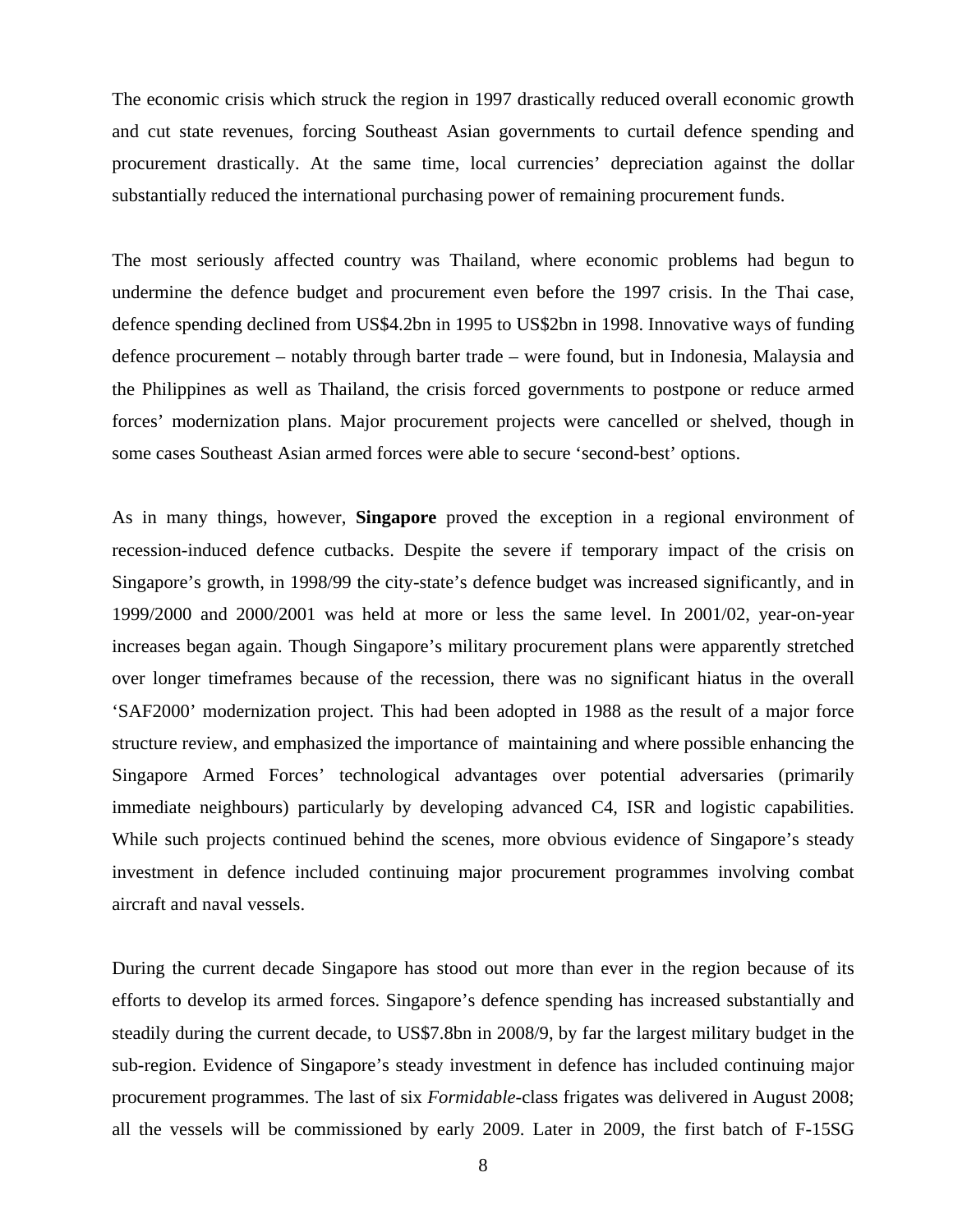The economic crisis which struck the region in 1997 drastically reduced overall economic growth and cut state revenues, forcing Southeast Asian governments to curtail defence spending and procurement drastically. At the same time, local currencies' depreciation against the dollar substantially reduced the international purchasing power of remaining procurement funds.

The most seriously affected country was Thailand, where economic problems had begun to undermine the defence budget and procurement even before the 1997 crisis. In the Thai case, defence spending declined from US$4.2bn in 1995 to US$2bn in 1998. Innovative ways of funding defence procurement – notably through barter trade – were found, but in Indonesia, Malaysia and the Philippines as well as Thailand, the crisis forced governments to postpone or reduce armed forces' modernization plans. Major procurement projects were cancelled or shelved, though in some cases Southeast Asian armed forces were able to secure 'second-best' options.

As in many things, however, **Singapore** proved the exception in a regional environment of recession-induced defence cutbacks. Despite the severe if temporary impact of the crisis on Singapore's growth, in 1998/99 the city-state's defence budget was increased significantly, and in 1999/2000 and 2000/2001 was held at more or less the same level. In 2001/02, year-on-year increases began again. Though Singapore's military procurement plans were apparently stretched over longer timeframes because of the recession, there was no significant hiatus in the overall 'SAF2000' modernization project. This had been adopted in 1988 as the result of a major force structure review, and emphasized the importance of maintaining and where possible enhancing the Singapore Armed Forces' technological advantages over potential adversaries (primarily immediate neighbours) particularly by developing advanced C4, ISR and logistic capabilities. While such projects continued behind the scenes, more obvious evidence of Singapore's steady investment in defence included continuing major procurement programmes involving combat aircraft and naval vessels.

During the current decade Singapore has stood out more than ever in the region because of its efforts to develop its armed forces. Singapore's defence spending has increased substantially and steadily during the current decade, to US$7.8bn in 2008/9, by far the largest military budget in the sub-region. Evidence of Singapore's steady investment in defence has included continuing major procurement programmes. The last of six *Formidable*-class frigates was delivered in August 2008; all the vessels will be commissioned by early 2009. Later in 2009, the first batch of F-15SG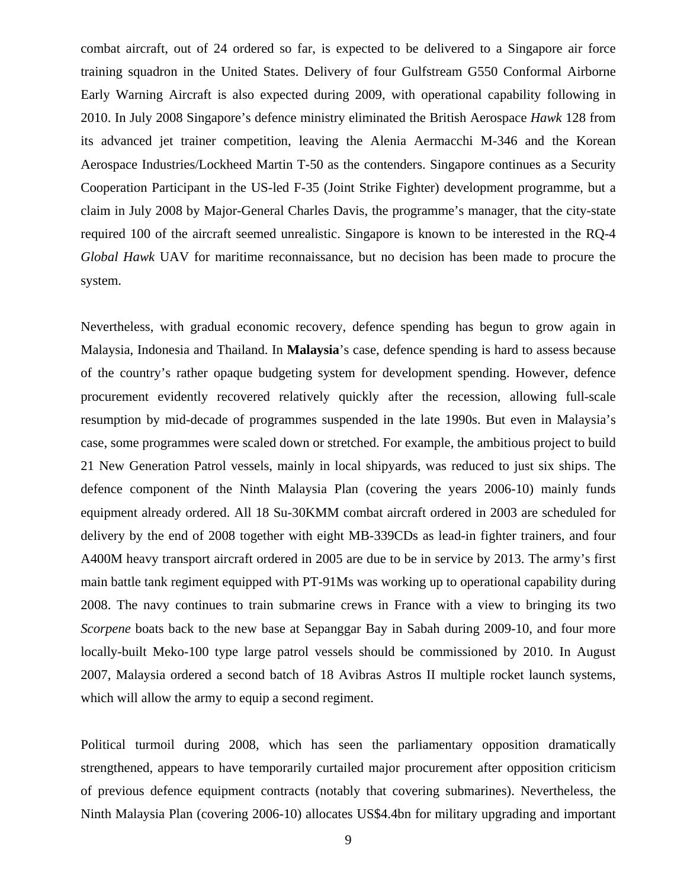combat aircraft, out of 24 ordered so far, is expected to be delivered to a Singapore air force training squadron in the United States. Delivery of four Gulfstream G550 Conformal Airborne Early Warning Aircraft is also expected during 2009, with operational capability following in 2010. In July 2008 Singapore's defence ministry eliminated the British Aerospace *Hawk* 128 from its advanced jet trainer competition, leaving the Alenia Aermacchi M-346 and the Korean Aerospace Industries/Lockheed Martin T-50 as the contenders. Singapore continues as a Security Cooperation Participant in the US-led F-35 (Joint Strike Fighter) development programme, but a claim in July 2008 by Major-General Charles Davis, the programme's manager, that the city-state required 100 of the aircraft seemed unrealistic. Singapore is known to be interested in the RQ-4 *Global Hawk* UAV for maritime reconnaissance, but no decision has been made to procure the system.

Nevertheless, with gradual economic recovery, defence spending has begun to grow again in Malaysia, Indonesia and Thailand. In **Malaysia**'s case, defence spending is hard to assess because of the country's rather opaque budgeting system for development spending. However, defence procurement evidently recovered relatively quickly after the recession, allowing full-scale resumption by mid-decade of programmes suspended in the late 1990s. But even in Malaysia's case, some programmes were scaled down or stretched. For example, the ambitious project to build 21 New Generation Patrol vessels, mainly in local shipyards, was reduced to just six ships. The defence component of the Ninth Malaysia Plan (covering the years 2006-10) mainly funds equipment already ordered. All 18 Su-30KMM combat aircraft ordered in 2003 are scheduled for delivery by the end of 2008 together with eight MB-339CDs as lead-in fighter trainers, and four A400M heavy transport aircraft ordered in 2005 are due to be in service by 2013. The army's first main battle tank regiment equipped with PT-91Ms was working up to operational capability during 2008. The navy continues to train submarine crews in France with a view to bringing its two *Scorpene* boats back to the new base at Sepanggar Bay in Sabah during 2009-10, and four more locally-built Meko-100 type large patrol vessels should be commissioned by 2010. In August 2007, Malaysia ordered a second batch of 18 Avibras Astros II multiple rocket launch systems, which will allow the army to equip a second regiment.

Political turmoil during 2008, which has seen the parliamentary opposition dramatically strengthened, appears to have temporarily curtailed major procurement after opposition criticism of previous defence equipment contracts (notably that covering submarines). Nevertheless, the Ninth Malaysia Plan (covering 2006-10) allocates US$4.4bn for military upgrading and important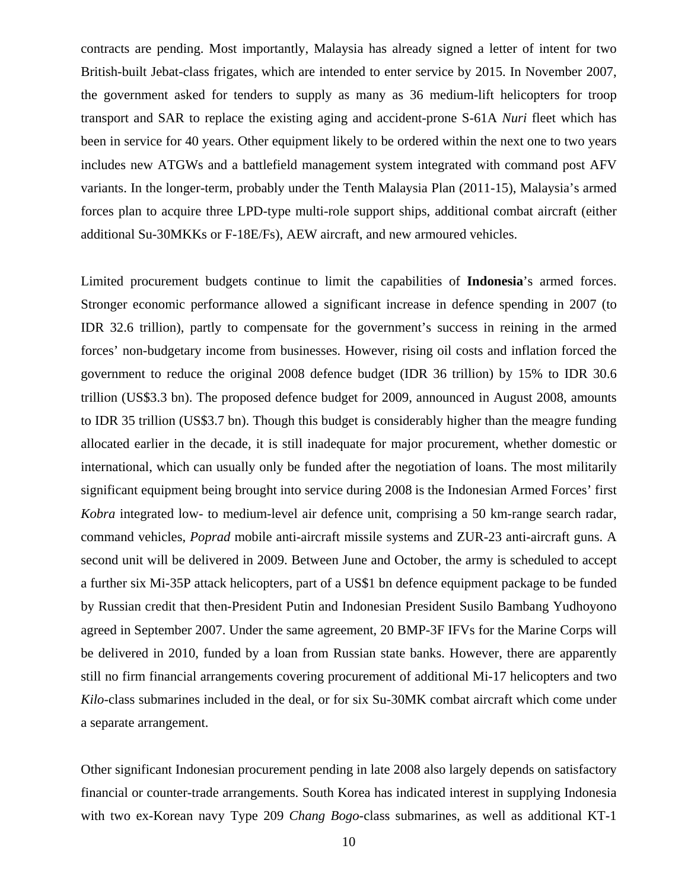contracts are pending. Most importantly, Malaysia has already signed a letter of intent for two British-built Jebat-class frigates, which are intended to enter service by 2015. In November 2007, the government asked for tenders to supply as many as 36 medium-lift helicopters for troop transport and SAR to replace the existing aging and accident-prone S-61A *Nuri* fleet which has been in service for 40 years. Other equipment likely to be ordered within the next one to two years includes new ATGWs and a battlefield management system integrated with command post AFV variants. In the longer-term, probably under the Tenth Malaysia Plan (2011-15), Malaysia's armed forces plan to acquire three LPD-type multi-role support ships, additional combat aircraft (either additional Su-30MKKs or F-18E/Fs), AEW aircraft, and new armoured vehicles.

Limited procurement budgets continue to limit the capabilities of **Indonesia**'s armed forces. Stronger economic performance allowed a significant increase in defence spending in 2007 (to IDR 32.6 trillion), partly to compensate for the government's success in reining in the armed forces' non-budgetary income from businesses. However, rising oil costs and inflation forced the government to reduce the original 2008 defence budget (IDR 36 trillion) by 15% to IDR 30.6 trillion (US$3.3 bn). The proposed defence budget for 2009, announced in August 2008, amounts to IDR 35 trillion (US$3.7 bn). Though this budget is considerably higher than the meagre funding allocated earlier in the decade, it is still inadequate for major procurement, whether domestic or international, which can usually only be funded after the negotiation of loans. The most militarily significant equipment being brought into service during 2008 is the Indonesian Armed Forces' first *Kobra* integrated low- to medium-level air defence unit, comprising a 50 km-range search radar, command vehicles, *Poprad* mobile anti-aircraft missile systems and ZUR-23 anti-aircraft guns. A second unit will be delivered in 2009. Between June and October, the army is scheduled to accept a further six Mi-35P attack helicopters, part of a US$1 bn defence equipment package to be funded by Russian credit that then-President Putin and Indonesian President Susilo Bambang Yudhoyono agreed in September 2007. Under the same agreement, 20 BMP-3F IFVs for the Marine Corps will be delivered in 2010, funded by a loan from Russian state banks. However, there are apparently still no firm financial arrangements covering procurement of additional Mi-17 helicopters and two *Kilo*-class submarines included in the deal, or for six Su-30MK combat aircraft which come under a separate arrangement.

Other significant Indonesian procurement pending in late 2008 also largely depends on satisfactory financial or counter-trade arrangements. South Korea has indicated interest in supplying Indonesia with two ex-Korean navy Type 209 *Chang Bogo*-class submarines, as well as additional KT-1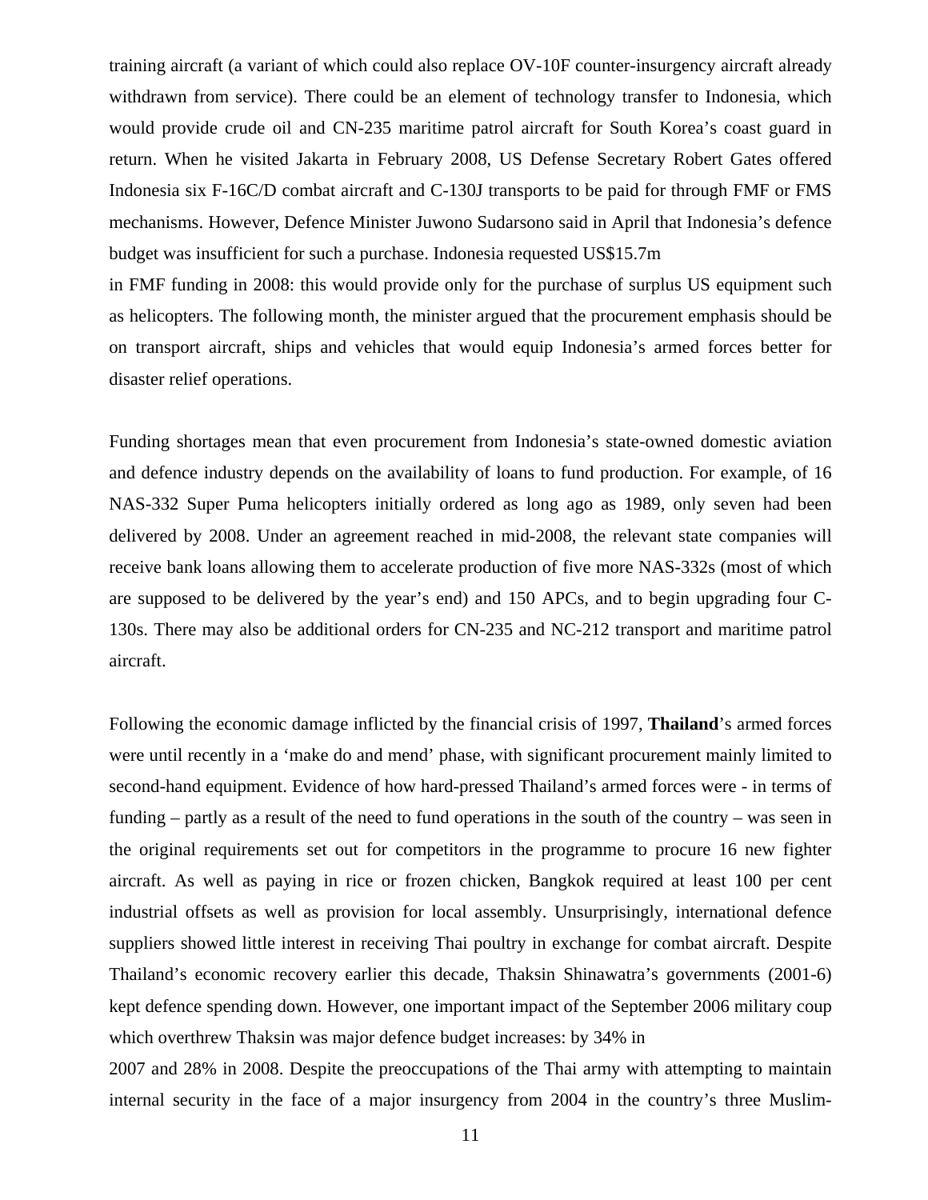training aircraft (a variant of which could also replace OV-10F counter-insurgency aircraft already withdrawn from service). There could be an element of technology transfer to Indonesia, which would provide crude oil and CN-235 maritime patrol aircraft for South Korea's coast guard in return. When he visited Jakarta in February 2008, US Defense Secretary Robert Gates offered Indonesia six F-16C/D combat aircraft and C-130J transports to be paid for through FMF or FMS mechanisms. However, Defence Minister Juwono Sudarsono said in April that Indonesia's defence budget was insufficient for such a purchase. Indonesia requested US$15.7m in FMF funding in 2008: this would provide only for the purchase of surplus US equipment such as helicopters. The following month, the minister argued that the procurement emphasis should be on transport aircraft, ships and vehicles that would equip Indonesia's armed forces better for disaster relief operations.

Funding shortages mean that even procurement from Indonesia's state-owned domestic aviation and defence industry depends on the availability of loans to fund production. For example, of 16 NAS-332 Super Puma helicopters initially ordered as long ago as 1989, only seven had been delivered by 2008. Under an agreement reached in mid-2008, the relevant state companies will receive bank loans allowing them to accelerate production of five more NAS-332s (most of which are supposed to be delivered by the year's end) and 150 APCs, and to begin upgrading four C-130s. There may also be additional orders for CN-235 and NC-212 transport and maritime patrol aircraft.

Following the economic damage inflicted by the financial crisis of 1997, **Thailand**'s armed forces were until recently in a 'make do and mend' phase, with significant procurement mainly limited to second-hand equipment. Evidence of how hard-pressed Thailand's armed forces were - in terms of funding – partly as a result of the need to fund operations in the south of the country – was seen in the original requirements set out for competitors in the programme to procure 16 new fighter aircraft. As well as paying in rice or frozen chicken, Bangkok required at least 100 per cent industrial offsets as well as provision for local assembly. Unsurprisingly, international defence suppliers showed little interest in receiving Thai poultry in exchange for combat aircraft. Despite Thailand's economic recovery earlier this decade, Thaksin Shinawatra's governments (2001-6) kept defence spending down. However, one important impact of the September 2006 military coup which overthrew Thaksin was major defence budget increases: by 34% in 2007 and 28% in 2008. Despite the preoccupations of the Thai army with attempting to maintain internal security in the face of a major insurgency from 2004 in the country's three Muslim-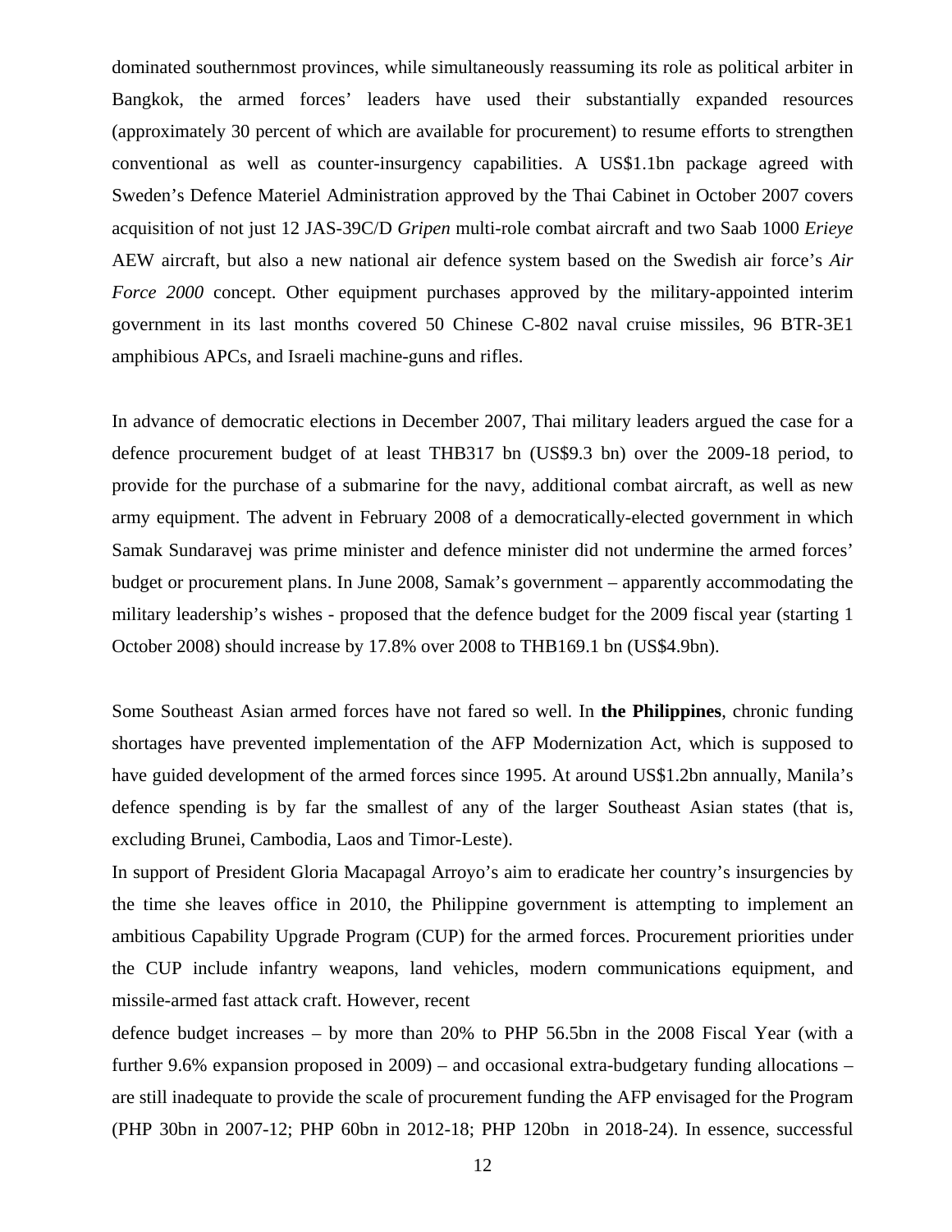dominated southernmost provinces, while simultaneously reassuming its role as political arbiter in Bangkok, the armed forces' leaders have used their substantially expanded resources (approximately 30 percent of which are available for procurement) to resume efforts to strengthen conventional as well as counter-insurgency capabilities. A US$1.1bn package agreed with Sweden's Defence Materiel Administration approved by the Thai Cabinet in October 2007 covers acquisition of not just 12 JAS-39C/D *Gripen* multi-role combat aircraft and two Saab 1000 *Erieye* AEW aircraft, but also a new national air defence system based on the Swedish air force's *Air Force 2000* concept. Other equipment purchases approved by the military-appointed interim government in its last months covered 50 Chinese C-802 naval cruise missiles, 96 BTR-3E1 amphibious APCs, and Israeli machine-guns and rifles.

In advance of democratic elections in December 2007, Thai military leaders argued the case for a defence procurement budget of at least THB317 bn (US$9.3 bn) over the 2009-18 period, to provide for the purchase of a submarine for the navy, additional combat aircraft, as well as new army equipment. The advent in February 2008 of a democratically-elected government in which Samak Sundaravej was prime minister and defence minister did not undermine the armed forces' budget or procurement plans. In June 2008, Samak's government – apparently accommodating the military leadership's wishes - proposed that the defence budget for the 2009 fiscal year (starting 1 October 2008) should increase by 17.8% over 2008 to THB169.1 bn (US$4.9bn).

Some Southeast Asian armed forces have not fared so well. In **the Philippines**, chronic funding shortages have prevented implementation of the AFP Modernization Act, which is supposed to have guided development of the armed forces since 1995. At around US$1.2bn annually, Manila's defence spending is by far the smallest of any of the larger Southeast Asian states (that is, excluding Brunei, Cambodia, Laos and Timor-Leste).

In support of President Gloria Macapagal Arroyo's aim to eradicate her country's insurgencies by the time she leaves office in 2010, the Philippine government is attempting to implement an ambitious Capability Upgrade Program (CUP) for the armed forces. Procurement priorities under the CUP include infantry weapons, land vehicles, modern communications equipment, and missile-armed fast attack craft. However, recent defence budget increases – by more than 20% to PHP 56.5bn in the 2008 Fiscal Year (with a further 9.6% expansion proposed in 2009) – and occasional extra-budgetary funding allocations – are still inadequate to provide the scale of procurement funding the AFP envisaged for the Program (PHP 30bn in 2007-12; PHP 60bn in 2012-18; PHP 120bn in 2018-24). In essence, successful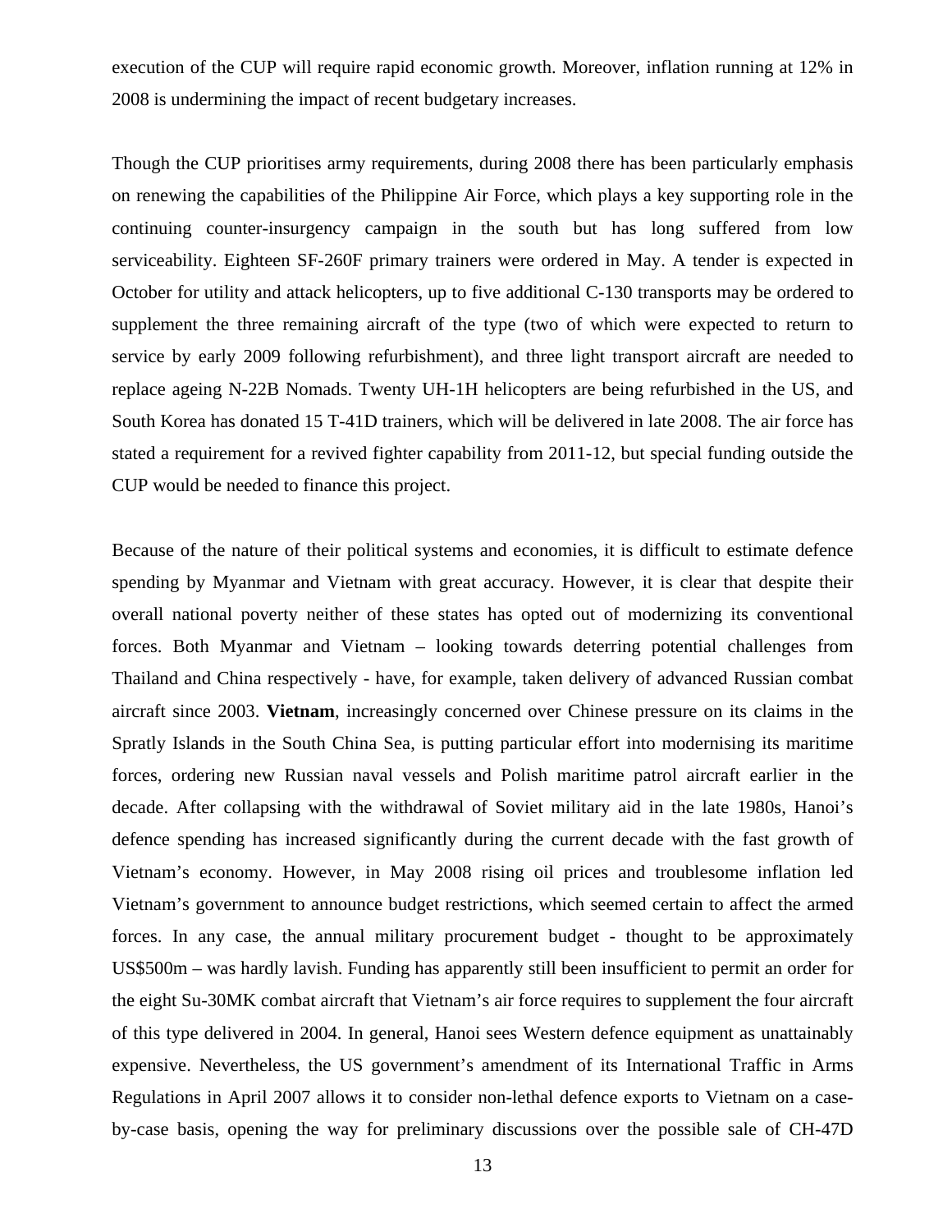execution of the CUP will require rapid economic growth. Moreover, inflation running at 12% in 2008 is undermining the impact of recent budgetary increases.

Though the CUP prioritises army requirements, during 2008 there has been particularly emphasis on renewing the capabilities of the Philippine Air Force, which plays a key supporting role in the continuing counter-insurgency campaign in the south but has long suffered from low serviceability. Eighteen SF-260F primary trainers were ordered in May. A tender is expected in October for utility and attack helicopters, up to five additional C-130 transports may be ordered to supplement the three remaining aircraft of the type (two of which were expected to return to service by early 2009 following refurbishment), and three light transport aircraft are needed to replace ageing N-22B Nomads. Twenty UH-1H helicopters are being refurbished in the US, and South Korea has donated 15 T-41D trainers, which will be delivered in late 2008. The air force has stated a requirement for a revived fighter capability from 2011-12, but special funding outside the CUP would be needed to finance this project.

Because of the nature of their political systems and economies, it is difficult to estimate defence spending by Myanmar and Vietnam with great accuracy. However, it is clear that despite their overall national poverty neither of these states has opted out of modernizing its conventional forces. Both Myanmar and Vietnam – looking towards deterring potential challenges from Thailand and China respectively - have, for example, taken delivery of advanced Russian combat aircraft since 2003. **Vietnam**, increasingly concerned over Chinese pressure on its claims in the Spratly Islands in the South China Sea, is putting particular effort into modernising its maritime forces, ordering new Russian naval vessels and Polish maritime patrol aircraft earlier in the decade. After collapsing with the withdrawal of Soviet military aid in the late 1980s, Hanoi's defence spending has increased significantly during the current decade with the fast growth of Vietnam's economy. However, in May 2008 rising oil prices and troublesome inflation led Vietnam's government to announce budget restrictions, which seemed certain to affect the armed forces. In any case, the annual military procurement budget - thought to be approximately US$500m – was hardly lavish. Funding has apparently still been insufficient to permit an order for the eight Su-30MK combat aircraft that Vietnam's air force requires to supplement the four aircraft of this type delivered in 2004. In general, Hanoi sees Western defence equipment as unattainably expensive. Nevertheless, the US government's amendment of its International Traffic in Arms Regulations in April 2007 allows it to consider non-lethal defence exports to Vietnam on a case-by-case basis, opening the way for preliminary discussions over the possible sale of CH-47D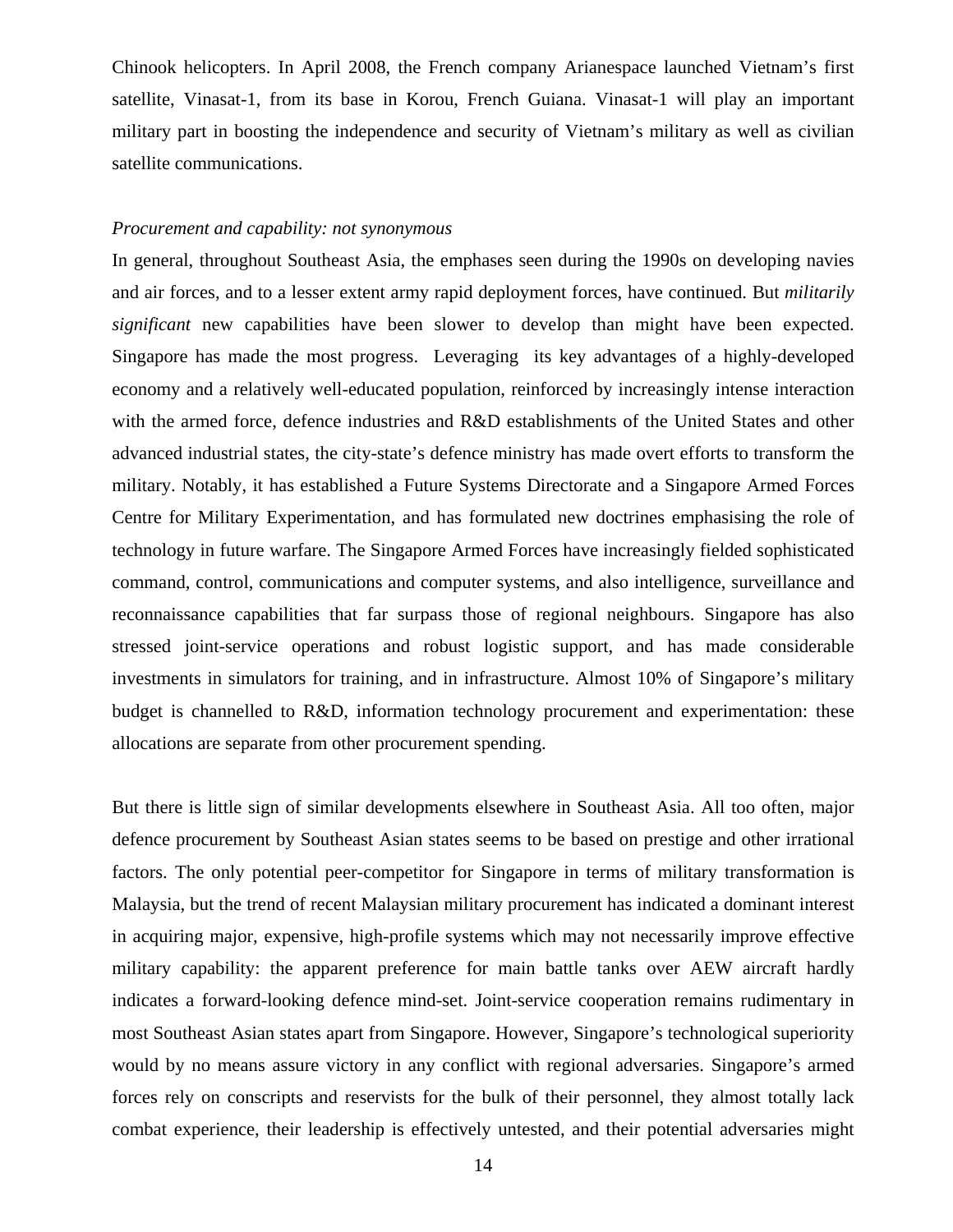Chinook helicopters. In April 2008, the French company Arianespace launched Vietnam's first satellite, Vinasat-1, from its base in Korou, French Guiana. Vinasat-1 will play an important military part in boosting the independence and security of Vietnam's military as well as civilian satellite communications.

*Procurement and capability: not synonymous*

In general, throughout Southeast Asia, the emphases seen during the 1990s on developing navies and air forces, and to a lesser extent army rapid deployment forces, have continued. But *militarily significant* new capabilities have been slower to develop than might have been expected. Singapore has made the most progress. Leveraging its key advantages of a highly-developed economy and a relatively well-educated population, reinforced by increasingly intense interaction with the armed force, defence industries and R&D establishments of the United States and other advanced industrial states, the city-state's defence ministry has made overt efforts to transform the military. Notably, it has established a Future Systems Directorate and a Singapore Armed Forces Centre for Military Experimentation, and has formulated new doctrines emphasising the role of technology in future warfare. The Singapore Armed Forces have increasingly fielded sophisticated command, control, communications and computer systems, and also intelligence, surveillance and reconnaissance capabilities that far surpass those of regional neighbours. Singapore has also stressed joint-service operations and robust logistic support, and has made considerable investments in simulators for training, and in infrastructure. Almost 10% of Singapore's military budget is channelled to R&D, information technology procurement and experimentation: these allocations are separate from other procurement spending.

But there is little sign of similar developments elsewhere in Southeast Asia. All too often, major defence procurement by Southeast Asian states seems to be based on prestige and other irrational factors. The only potential peer-competitor for Singapore in terms of military transformation is Malaysia, but the trend of recent Malaysian military procurement has indicated a dominant interest in acquiring major, expensive, high-profile systems which may not necessarily improve effective military capability: the apparent preference for main battle tanks over AEW aircraft hardly indicates a forward-looking defence mind-set. Joint-service cooperation remains rudimentary in most Southeast Asian states apart from Singapore. However, Singapore's technological superiority would by no means assure victory in any conflict with regional adversaries. Singapore's armed forces rely on conscripts and reservists for the bulk of their personnel, they almost totally lack combat experience, their leadership is effectively untested, and their potential adversaries might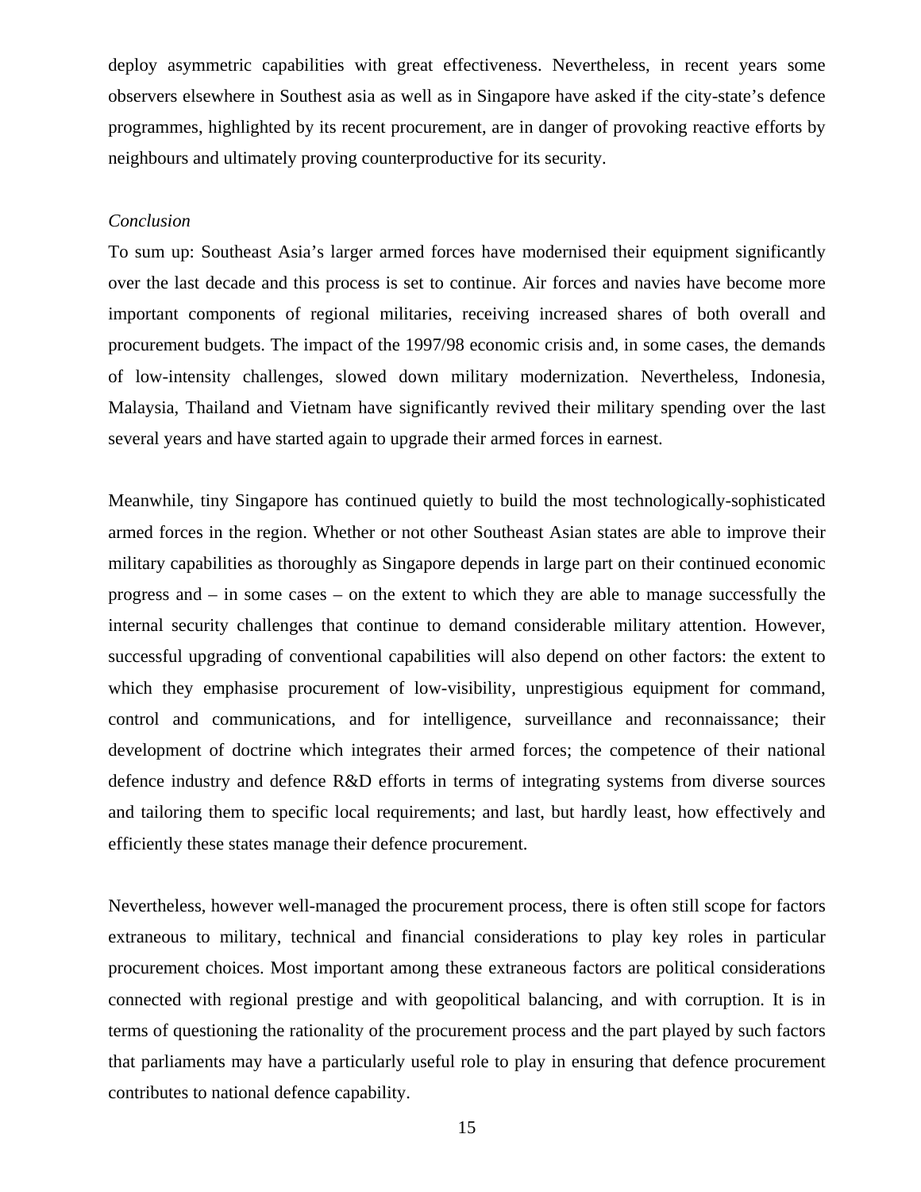deploy asymmetric capabilities with great effectiveness. Nevertheless, in recent years some observers elsewhere in Southest asia as well as in Singapore have asked if the city-state's defence programmes, highlighted by its recent procurement, are in danger of provoking reactive efforts by neighbours and ultimately proving counterproductive for its security.

*Conclusion*

To sum up: Southeast Asia's larger armed forces have modernised their equipment significantly over the last decade and this process is set to continue. Air forces and navies have become more important components of regional militaries, receiving increased shares of both overall and procurement budgets. The impact of the 1997/98 economic crisis and, in some cases, the demands of low-intensity challenges, slowed down military modernization. Nevertheless, Indonesia, Malaysia, Thailand and Vietnam have significantly revived their military spending over the last several years and have started again to upgrade their armed forces in earnest.

Meanwhile, tiny Singapore has continued quietly to build the most technologically-sophisticated armed forces in the region. Whether or not other Southeast Asian states are able to improve their military capabilities as thoroughly as Singapore depends in large part on their continued economic progress and – in some cases – on the extent to which they are able to manage successfully the internal security challenges that continue to demand considerable military attention. However, successful upgrading of conventional capabilities will also depend on other factors: the extent to which they emphasise procurement of low-visibility, unprestigious equipment for command, control and communications, and for intelligence, surveillance and reconnaissance; their development of doctrine which integrates their armed forces; the competence of their national defence industry and defence R&D efforts in terms of integrating systems from diverse sources and tailoring them to specific local requirements; and last, but hardly least, how effectively and efficiently these states manage their defence procurement.

Nevertheless, however well-managed the procurement process, there is often still scope for factors extraneous to military, technical and financial considerations to play key roles in particular procurement choices. Most important among these extraneous factors are political considerations connected with regional prestige and with geopolitical balancing, and with corruption. It is in terms of questioning the rationality of the procurement process and the part played by such factors that parliaments may have a particularly useful role to play in ensuring that defence procurement contributes to national defence capability.